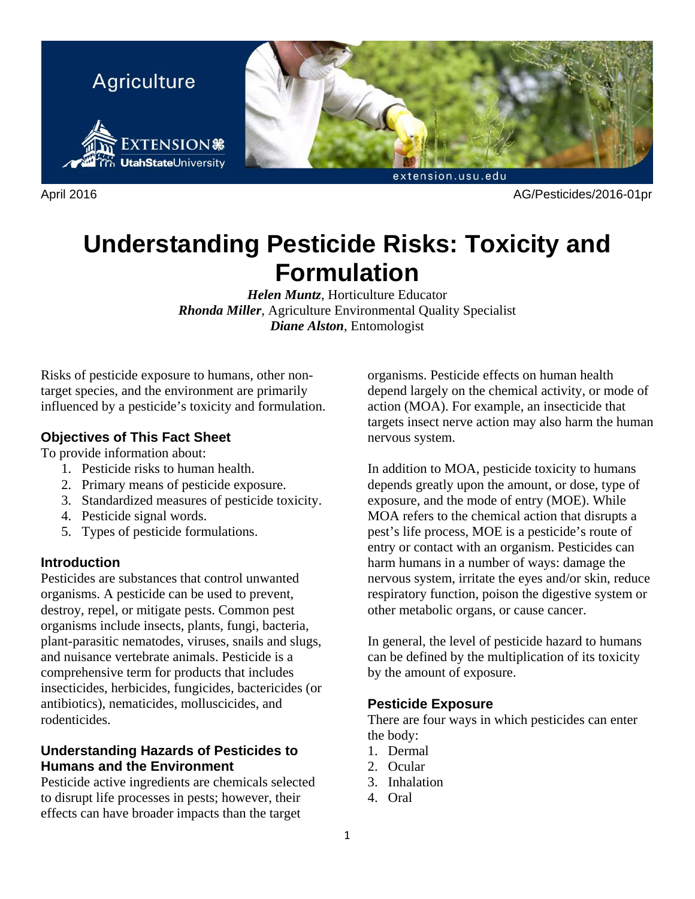Agriculture

April 2016 AG/Pesticides/2016-01pr

# Understanding Pesticide Risks: Toxicity and Formulation

***Helen Muntz***, Horticulture Educator
***Rhonda Miller***, Agriculture Environmental Quality Specialist
***Diane Alston***, Entomologist

Risks of pesticide exposure to humans, other non-target species, and the environment are primarily influenced by a pesticide's toxicity and formulation.

### Objectives of This Fact Sheet

To provide information about:

1. Pesticide risks to human health.
2. Primary means of pesticide exposure.
3. Standardized measures of pesticide toxicity.
4. Pesticide signal words.
5. Types of pesticide formulations.

### Introduction

Pesticides are substances that control unwanted organisms. A pesticide can be used to prevent, destroy, repel, or mitigate pests. Common pest organisms include insects, plants, fungi, bacteria, plant-parasitic nematodes, viruses, snails and slugs, and nuisance vertebrate animals. Pesticide is a comprehensive term for products that includes insecticides, herbicides, fungicides, bactericides (or antibiotics), nematicides, molluscicides, and rodenticides.

### Understanding Hazards of Pesticides to Humans and the Environment

Pesticide active ingredients are chemicals selected to disrupt life processes in pests; however, their effects can have broader impacts than the target organisms. Pesticide effects on human health depend largely on the chemical activity, or mode of action (MOA). For example, an insecticide that targets insect nerve action may also harm the human nervous system.

In addition to MOA, pesticide toxicity to humans depends greatly upon the amount, or dose, type of exposure, and the mode of entry (MOE). While MOA refers to the chemical action that disrupts a pest's life process, MOE is a pesticide's route of entry or contact with an organism. Pesticides can harm humans in a number of ways: damage the nervous system, irritate the eyes and/or skin, reduce respiratory function, poison the digestive system or other metabolic organs, or cause cancer.

In general, the level of pesticide hazard to humans can be defined by the multiplication of its toxicity by the amount of exposure.

### Pesticide Exposure

There are four ways in which pesticides can enter the body:

1. Dermal
2. Ocular
3. Inhalation
4. Oral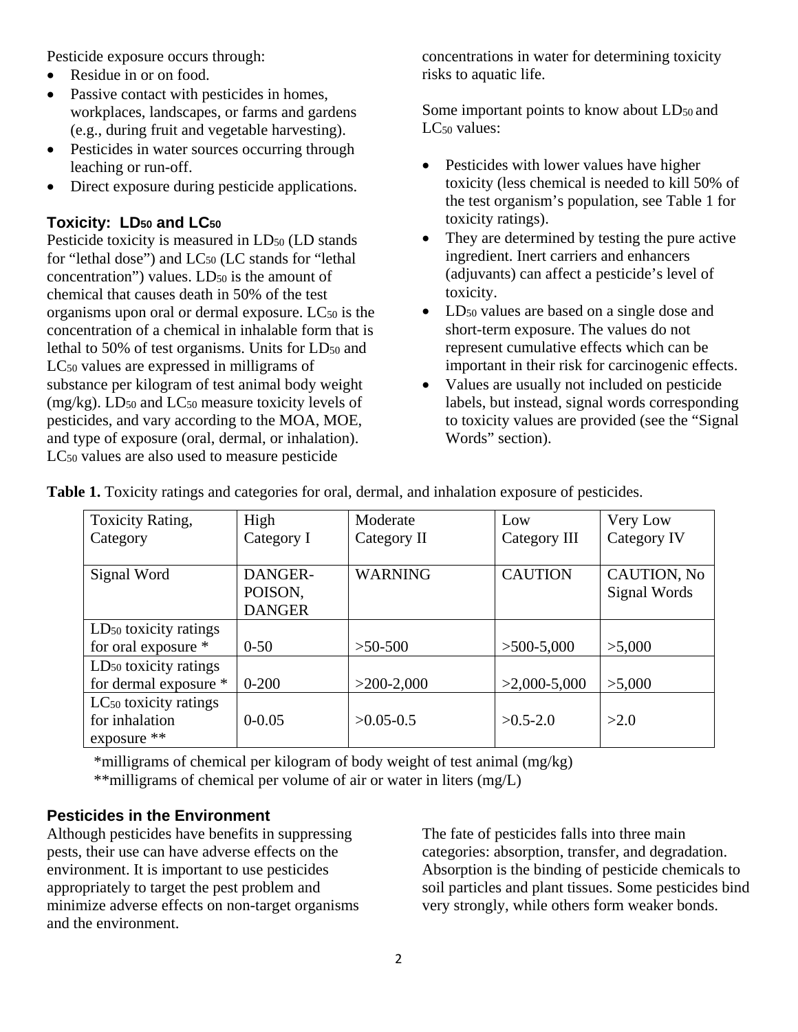Pesticide exposure occurs through:

- Residue in or on food.
- Passive contact with pesticides in homes, workplaces, landscapes, or farms and gardens (e.g., during fruit and vegetable harvesting).
- Pesticides in water sources occurring through leaching or run-off.
- Direct exposure during pesticide applications.

### Toxicity: $LD_{50}$ and $LC_{50}$

Pesticide toxicity is measured in $LD_{50}$ (LD stands for "lethal dose") and $LC_{50}$ (LC stands for "lethal concentration") values. $LD_{50}$ is the amount of chemical that causes death in 50% of the test organisms upon oral or dermal exposure. $LC_{50}$ is the concentration of a chemical in inhalable form that is lethal to 50% of test organisms. Units for $LD_{50}$ and $LC_{50}$ values are expressed in milligrams of substance per kilogram of test animal body weight (mg/kg). $LD_{50}$ and $LC_{50}$ measure toxicity levels of pesticides, and vary according to the MOA, MOE, and type of exposure (oral, dermal, or inhalation). $LC_{50}$ values are also used to measure pesticide concentrations in water for determining toxicity risks to aquatic life.

Some important points to know about $LD_{50}$ and $LC_{50}$ values:

- Pesticides with lower values have higher toxicity (less chemical is needed to kill 50% of the test organism's population, see Table 1 for toxicity ratings).
- They are determined by testing the pure active ingredient. Inert carriers and enhancers (adjuvants) can affect a pesticide's level of toxicity.
- $LD_{50}$ values are based on a single dose and short-term exposure. The values do not represent cumulative effects which can be important in their risk for carcinogenic effects.
- Values are usually not included on pesticide labels, but instead, signal words corresponding to toxicity values are provided (see the "Signal Words" section).

**Table 1.** Toxicity ratings and categories for oral, dermal, and inhalation exposure of pesticides.

| Toxicity Rating, Category | High Category I | Moderate Category II | Low Category III | Very Low Category IV |
|---|---|---|---|---|
| Signal Word | DANGER-POISON, DANGER | WARNING | CAUTION | CAUTION, No Signal Words |
| $LD_{50}$ toxicity ratings for oral exposure * | 0-50 | >50-500 | >500-5,000 | >5,000 |
| $LD_{50}$ toxicity ratings for dermal exposure * | 0-200 | >200-2,000 | >2,000-5,000 | >5,000 |
| $LC_{50}$ toxicity ratings for inhalation exposure ** | 0-0.05 | >0.05-0.5 | >0.5-2.0 | >2.0 |

*milligrams of chemical per kilogram of body weight of test animal (mg/kg)

**milligrams of chemical per volume of air or water in liters (mg/L)

### Pesticides in the Environment

Although pesticides have benefits in suppressing pests, their use can have adverse effects on the environment. It is important to use pesticides appropriately to target the pest problem and minimize adverse effects on non-target organisms and the environment.

The fate of pesticides falls into three main categories: absorption, transfer, and degradation. Absorption is the binding of pesticide chemicals to soil particles and plant tissues. Some pesticides bind very strongly, while others form weaker bonds.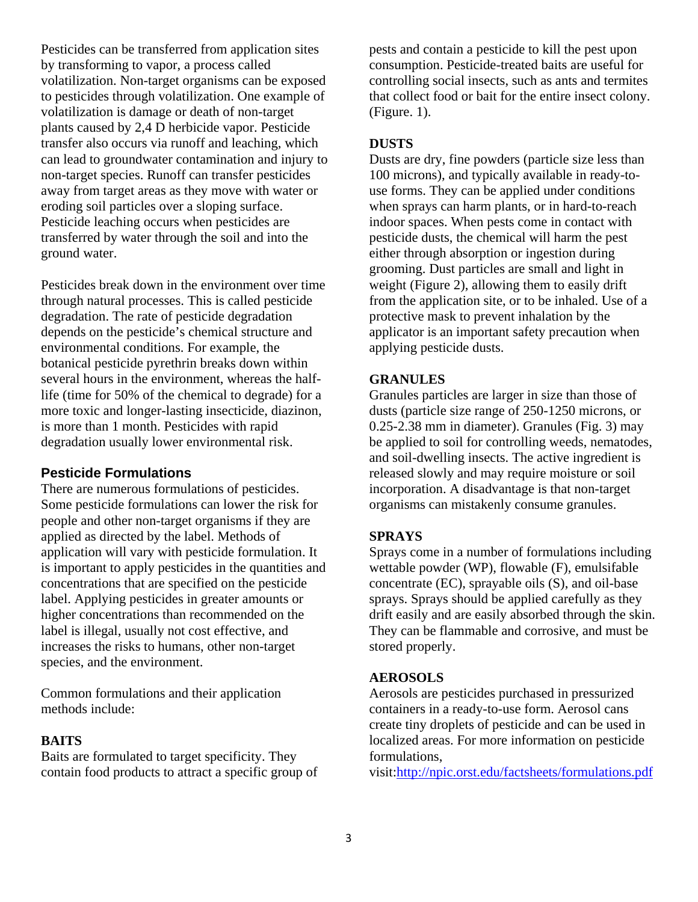Pesticides can be transferred from application sites by transforming to vapor, a process called volatilization. Non-target organisms can be exposed to pesticides through volatilization. One example of volatilization is damage or death of non-target plants caused by 2,4 D herbicide vapor. Pesticide transfer also occurs via runoff and leaching, which can lead to groundwater contamination and injury to non-target species. Runoff can transfer pesticides away from target areas as they move with water or eroding soil particles over a sloping surface. Pesticide leaching occurs when pesticides are transferred by water through the soil and into the ground water.

Pesticides break down in the environment over time through natural processes. This is called pesticide degradation. The rate of pesticide degradation depends on the pesticide's chemical structure and environmental conditions. For example, the botanical pesticide pyrethrin breaks down within several hours in the environment, whereas the half-life (time for 50% of the chemical to degrade) for a more toxic and longer-lasting insecticide, diazinon, is more than 1 month. Pesticides with rapid degradation usually lower environmental risk.

## Pesticide Formulations

There are numerous formulations of pesticides. Some pesticide formulations can lower the risk for people and other non-target organisms if they are applied as directed by the label. Methods of application will vary with pesticide formulation. It is important to apply pesticides in the quantities and concentrations that are specified on the pesticide label. Applying pesticides in greater amounts or higher concentrations than recommended on the label is illegal, usually not cost effective, and increases the risks to humans, other non-target species, and the environment.

Common formulations and their application methods include:

### BAITS

Baits are formulated to target specificity. They contain food products to attract a specific group of pests and contain a pesticide to kill the pest upon consumption. Pesticide-treated baits are useful for controlling social insects, such as ants and termites that collect food or bait for the entire insect colony. (Figure. 1).

### DUSTS

Dusts are dry, fine powders (particle size less than 100 microns), and typically available in ready-to-use forms. They can be applied under conditions when sprays can harm plants, or in hard-to-reach indoor spaces. When pests come in contact with pesticide dusts, the chemical will harm the pest either through absorption or ingestion during grooming. Dust particles are small and light in weight (Figure 2), allowing them to easily drift from the application site, or to be inhaled. Use of a protective mask to prevent inhalation by the applicator is an important safety precaution when applying pesticide dusts.

### GRANULES

Granules particles are larger in size than those of dusts (particle size range of 250-1250 microns, or 0.25-2.38 mm in diameter). Granules (Fig. 3) may be applied to soil for controlling weeds, nematodes, and soil-dwelling insects. The active ingredient is released slowly and may require moisture or soil incorporation. A disadvantage is that non-target organisms can mistakenly consume granules.

### SPRAYS

Sprays come in a number of formulations including wettable powder (WP), flowable (F), emulsifable concentrate (EC), sprayable oils (S), and oil-base sprays. Sprays should be applied carefully as they drift easily and are easily absorbed through the skin. They can be flammable and corrosive, and must be stored properly.

### AEROSOLS

Aerosols are pesticides purchased in pressurized containers in a ready-to-use form. Aerosol cans create tiny droplets of pesticide and can be used in localized areas. For more information on pesticide formulations, visit:http://npic.orst.edu/factsheets/formulations.pdf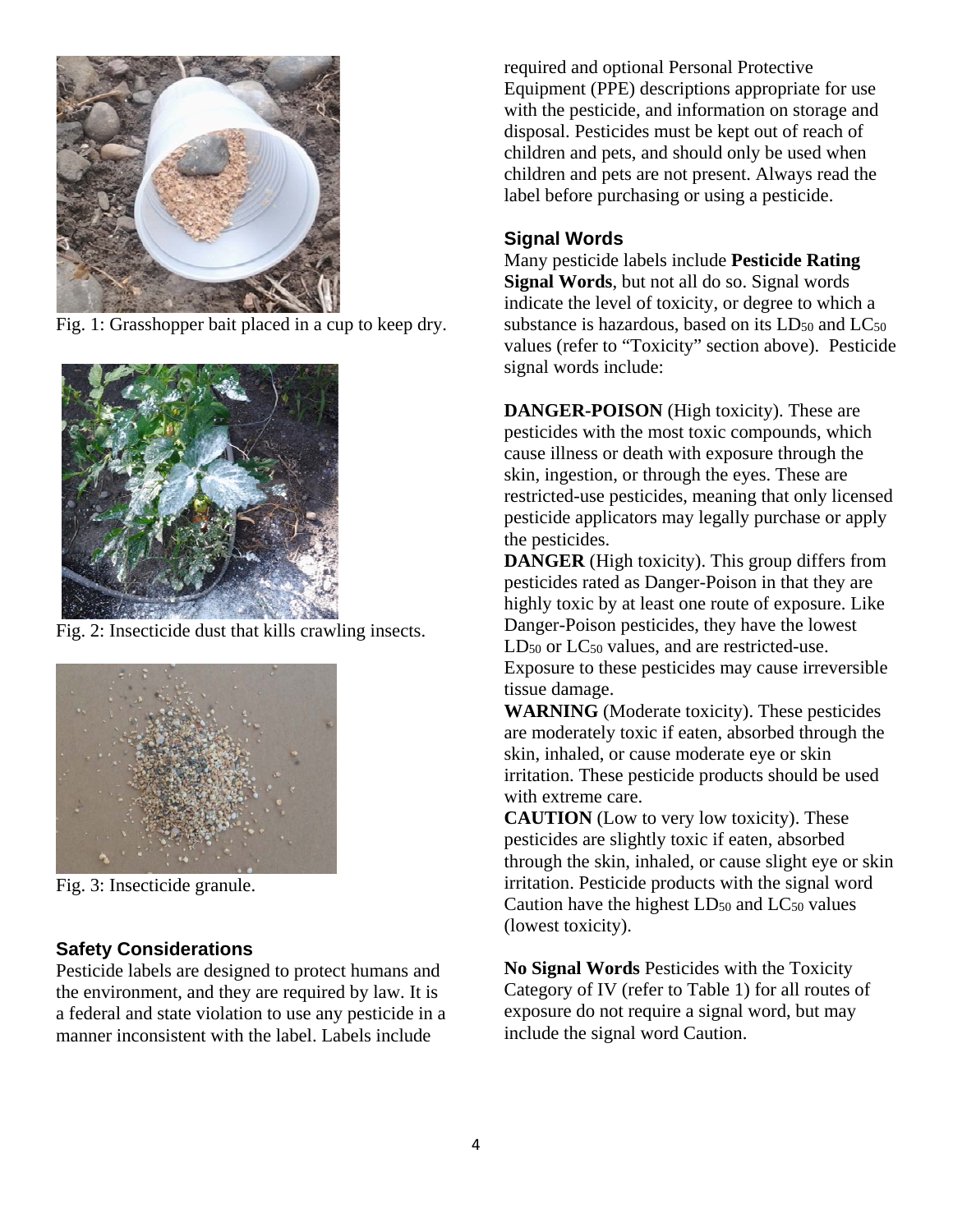Fig. 1: Grasshopper bait placed in a cup to keep dry.

Fig. 2: Insecticide dust that kills crawling insects.

Fig. 3: Insecticide granule.

## Safety Considerations

Pesticide labels are designed to protect humans and the environment, and they are required by law. It is a federal and state violation to use any pesticide in a manner inconsistent with the label. Labels include required and optional Personal Protective Equipment (PPE) descriptions appropriate for use with the pesticide, and information on storage and disposal. Pesticides must be kept out of reach of children and pets, and should only be used when children and pets are not present. Always read the label before purchasing or using a pesticide.

## Signal Words

Many pesticide labels include **Pesticide Rating Signal Words**, but not all do so. Signal words indicate the level of toxicity, or degree to which a substance is hazardous, based on its $LD_{50}$ and $LC_{50}$ values (refer to "Toxicity" section above). Pesticide signal words include:

**DANGER-POISON** (High toxicity). These are pesticides with the most toxic compounds, which cause illness or death with exposure through the skin, ingestion, or through the eyes. These are restricted-use pesticides, meaning that only licensed pesticide applicators may legally purchase or apply the pesticides.

**DANGER** (High toxicity). This group differs from pesticides rated as Danger-Poison in that they are highly toxic by at least one route of exposure. Like Danger-Poison pesticides, they have the lowest $LD_{50}$ or $LC_{50}$ values, and are restricted-use. Exposure to these pesticides may cause irreversible tissue damage.

**WARNING** (Moderate toxicity). These pesticides are moderately toxic if eaten, absorbed through the skin, inhaled, or cause moderate eye or skin irritation. These pesticide products should be used with extreme care.

**CAUTION** (Low to very low toxicity). These pesticides are slightly toxic if eaten, absorbed through the skin, inhaled, or cause slight eye or skin irritation. Pesticide products with the signal word Caution have the highest $LD_{50}$ and $LC_{50}$ values (lowest toxicity).

**No Signal Words** Pesticides with the Toxicity Category of IV (refer to Table 1) for all routes of exposure do not require a signal word, but may include the signal word Caution.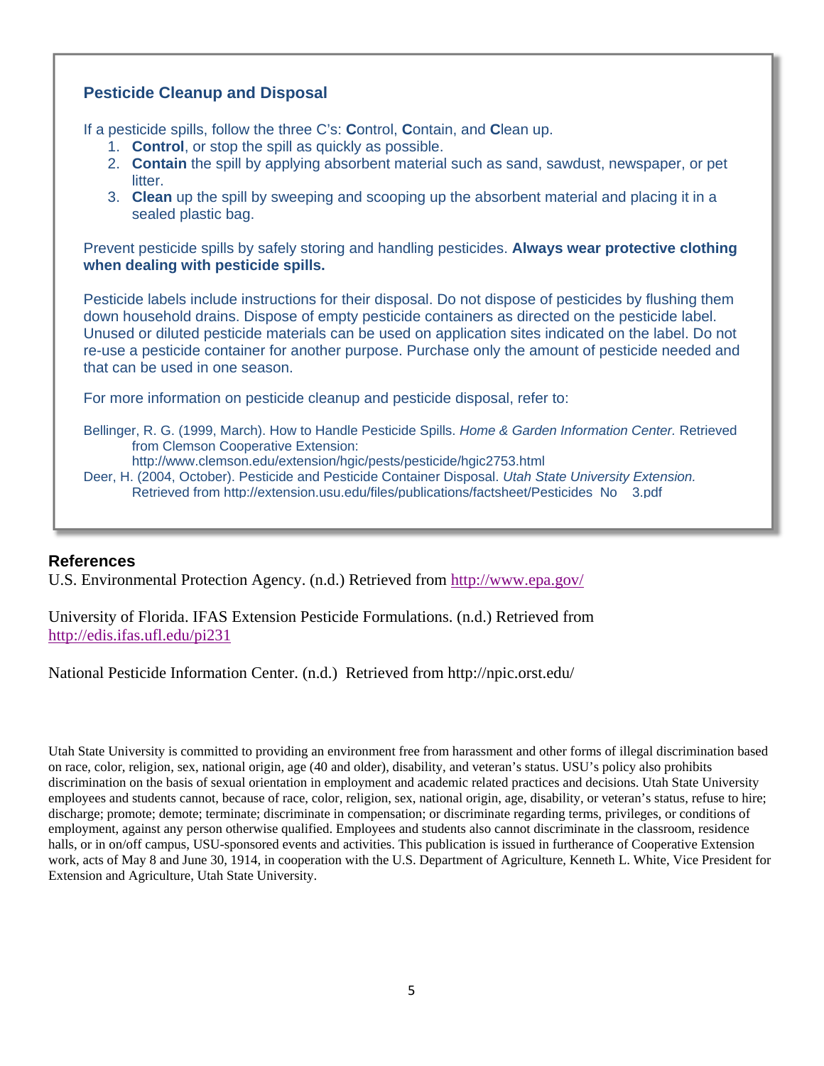## Pesticide Cleanup and Disposal

If a pesticide spills, follow the three C's: **C**ontrol, **C**ontain, and **C**lean up.

1. **Control**, or stop the spill as quickly as possible.
2. **Contain** the spill by applying absorbent material such as sand, sawdust, newspaper, or pet litter.
3. **Clean** up the spill by sweeping and scooping up the absorbent material and placing it in a sealed plastic bag.

Prevent pesticide spills by safely storing and handling pesticides. **Always wear protective clothing when dealing with pesticide spills.**

Pesticide labels include instructions for their disposal. Do not dispose of pesticides by flushing them down household drains. Dispose of empty pesticide containers as directed on the pesticide label. Unused or diluted pesticide materials can be used on application sites indicated on the label. Do not re-use a pesticide container for another purpose. Purchase only the amount of pesticide needed and that can be used in one season.

For more information on pesticide cleanup and pesticide disposal, refer to:

Bellinger, R. G. (1999, March). How to Handle Pesticide Spills. *Home & Garden Information Center.* Retrieved from Clemson Cooperative Extension: http://www.clemson.edu/extension/hgic/pests/pesticide/hgic2753.html

Deer, H. (2004, October). Pesticide and Pesticide Container Disposal. *Utah State University Extension.* Retrieved from http://extension.usu.edu/files/publications/factsheet/Pesticides_No__3.pdf

## References

U.S. Environmental Protection Agency. (n.d.) Retrieved from http://www.epa.gov/

University of Florida. IFAS Extension Pesticide Formulations. (n.d.) Retrieved from http://edis.ifas.ufl.edu/pi231

National Pesticide Information Center. (n.d.) Retrieved from http://npic.orst.edu/

Utah State University is committed to providing an environment free from harassment and other forms of illegal discrimination based on race, color, religion, sex, national origin, age (40 and older), disability, and veteran's status. USU's policy also prohibits discrimination on the basis of sexual orientation in employment and academic related practices and decisions. Utah State University employees and students cannot, because of race, color, religion, sex, national origin, age, disability, or veteran's status, refuse to hire; discharge; promote; demote; terminate; discriminate in compensation; or discriminate regarding terms, privileges, or conditions of employment, against any person otherwise qualified. Employees and students also cannot discriminate in the classroom, residence halls, or in on/off campus, USU-sponsored events and activities. This publication is issued in furtherance of Cooperative Extension work, acts of May 8 and June 30, 1914, in cooperation with the U.S. Department of Agriculture, Kenneth L. White, Vice President for Extension and Agriculture, Utah State University.